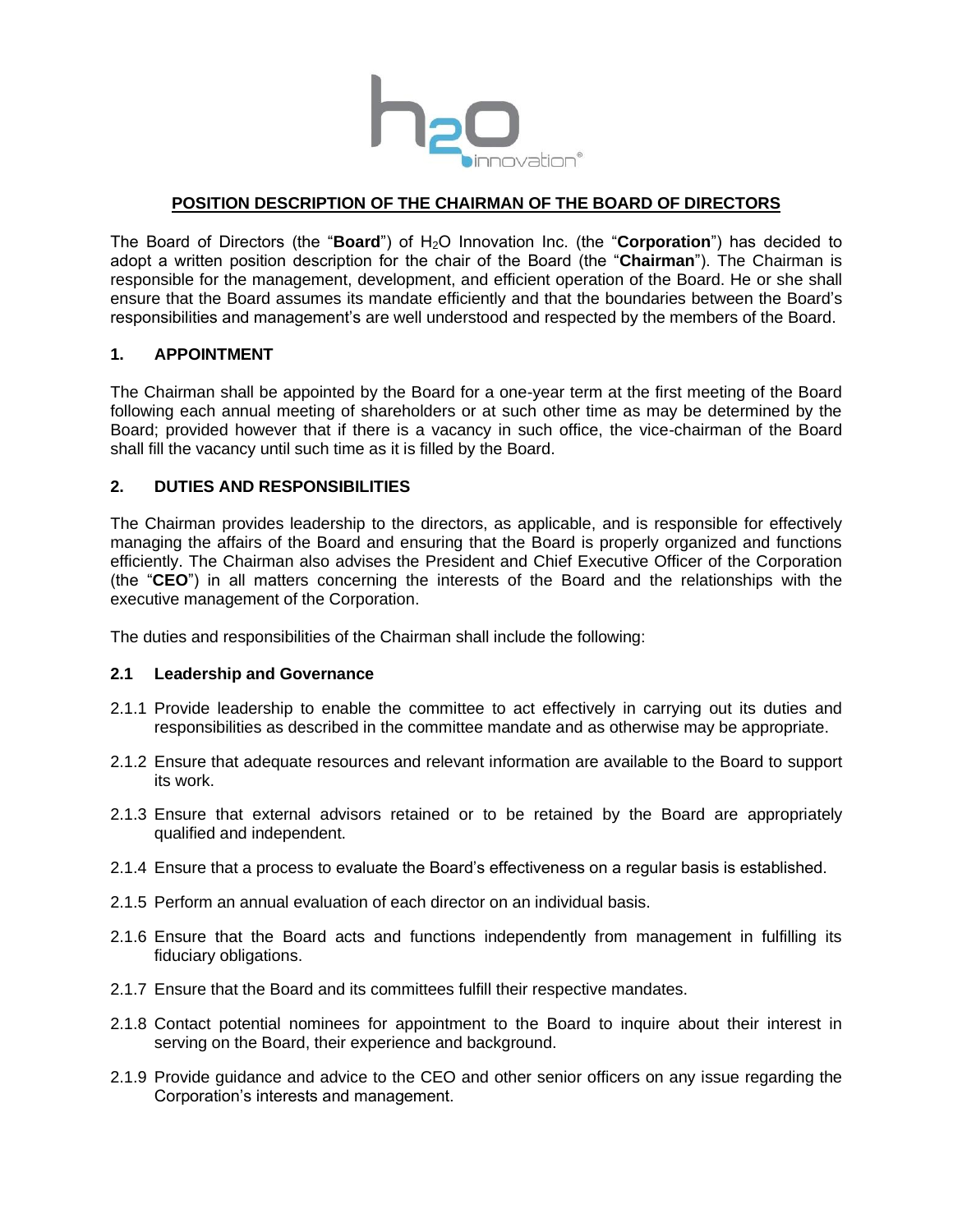## POSITION DESCRIPTION OF THE CHAIRMAN OF THE BOARD OF DIRECTORS

The Board of Directors (the "**Board**") of $H_2O$ Innovation Inc. (the "**Corporation**") has decided to adopt a written position description for the chair of the Board (the "**Chairman**"). The Chairman is responsible for the management, development, and efficient operation of the Board. He or she shall ensure that the Board assumes its mandate efficiently and that the boundaries between the Board's responsibilities and management's are well understood and respected by the members of the Board.

### 1. APPOINTMENT

The Chairman shall be appointed by the Board for a one-year term at the first meeting of the Board following each annual meeting of shareholders or at such other time as may be determined by the Board; provided however that if there is a vacancy in such office, the vice-chairman of the Board shall fill the vacancy until such time as it is filled by the Board.

### 2. DUTIES AND RESPONSIBILITIES

The Chairman provides leadership to the directors, as applicable, and is responsible for effectively managing the affairs of the Board and ensuring that the Board is properly organized and functions efficiently. The Chairman also advises the President and Chief Executive Officer of the Corporation (the "**CEO**") in all matters concerning the interests of the Board and the relationships with the executive management of the Corporation.

The duties and responsibilities of the Chairman shall include the following:

#### 2.1 Leadership and Governance

2.1.1 Provide leadership to enable the committee to act effectively in carrying out its duties and responsibilities as described in the committee mandate and as otherwise may be appropriate.

2.1.2 Ensure that adequate resources and relevant information are available to the Board to support its work.

2.1.3 Ensure that external advisors retained or to be retained by the Board are appropriately qualified and independent.

2.1.4 Ensure that a process to evaluate the Board's effectiveness on a regular basis is established.

2.1.5 Perform an annual evaluation of each director on an individual basis.

2.1.6 Ensure that the Board acts and functions independently from management in fulfilling its fiduciary obligations.

2.1.7 Ensure that the Board and its committees fulfill their respective mandates.

2.1.8 Contact potential nominees for appointment to the Board to inquire about their interest in serving on the Board, their experience and background.

2.1.9 Provide guidance and advice to the CEO and other senior officers on any issue regarding the Corporation's interests and management.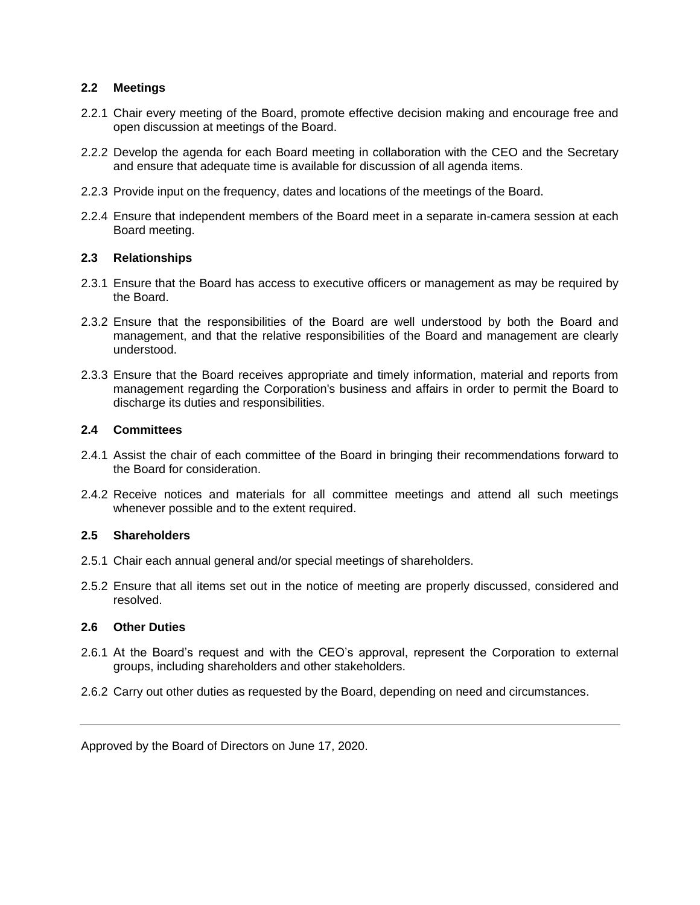### 2.2 Meetings

2.2.1 Chair every meeting of the Board, promote effective decision making and encourage free and open discussion at meetings of the Board.

2.2.2 Develop the agenda for each Board meeting in collaboration with the CEO and the Secretary and ensure that adequate time is available for discussion of all agenda items.

2.2.3 Provide input on the frequency, dates and locations of the meetings of the Board.

2.2.4 Ensure that independent members of the Board meet in a separate in-camera session at each Board meeting.

### 2.3 Relationships

2.3.1 Ensure that the Board has access to executive officers or management as may be required by the Board.

2.3.2 Ensure that the responsibilities of the Board are well understood by both the Board and management, and that the relative responsibilities of the Board and management are clearly understood.

2.3.3 Ensure that the Board receives appropriate and timely information, material and reports from management regarding the Corporation's business and affairs in order to permit the Board to discharge its duties and responsibilities.

### 2.4 Committees

2.4.1 Assist the chair of each committee of the Board in bringing their recommendations forward to the Board for consideration.

2.4.2 Receive notices and materials for all committee meetings and attend all such meetings whenever possible and to the extent required.

### 2.5 Shareholders

2.5.1 Chair each annual general and/or special meetings of shareholders.

2.5.2 Ensure that all items set out in the notice of meeting are properly discussed, considered and resolved.

### 2.6 Other Duties

2.6.1 At the Board's request and with the CEO's approval, represent the Corporation to external groups, including shareholders and other stakeholders.

2.6.2 Carry out other duties as requested by the Board, depending on need and circumstances.

---

Approved by the Board of Directors on June 17, 2020.